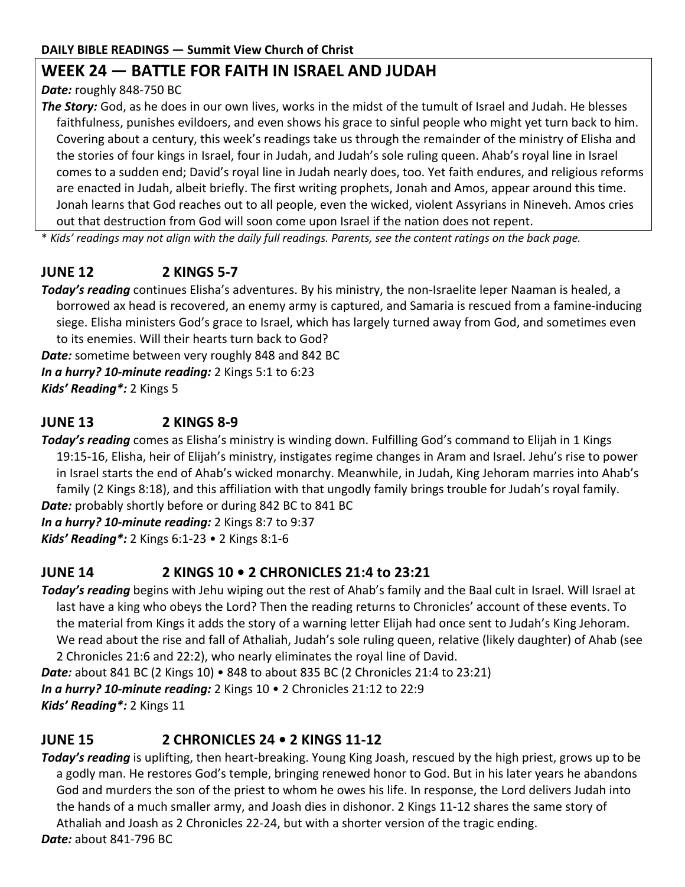**DAILY BIBLE READINGS — Summit View Church of Christ**

# WEEK 24 — BATTLE FOR FAITH IN ISRAEL AND JUDAH

***Date:*** roughly 848-750 BC

***The Story:*** God, as he does in our own lives, works in the midst of the tumult of Israel and Judah. He blesses faithfulness, punishes evildoers, and even shows his grace to sinful people who might yet turn back to him. Covering about a century, this week's readings take us through the remainder of the ministry of Elisha and the stories of four kings in Israel, four in Judah, and Judah's sole ruling queen. Ahab's royal line in Israel comes to a sudden end; David's royal line in Judah nearly does, too. Yet faith endures, and religious reforms are enacted in Judah, albeit briefly. The first writing prophets, Jonah and Amos, appear around this time. Jonah learns that God reaches out to all people, even the wicked, violent Assyrians in Nineveh. Amos cries out that destruction from God will soon come upon Israel if the nation does not repent.

\* *Kids' readings may not align with the daily full readings. Parents, see the content ratings on the back page.*

## JUNE 12 — 2 KINGS 5-7

***Today's reading*** continues Elisha's adventures. By his ministry, the non-Israelite leper Naaman is healed, a borrowed ax head is recovered, an enemy army is captured, and Samaria is rescued from a famine-inducing siege. Elisha ministers God's grace to Israel, which has largely turned away from God, and sometimes even to its enemies. Will their hearts turn back to God?

***Date:*** sometime between very roughly 848 and 842 BC

***In a hurry? 10-minute reading:*** 2 Kings 5:1 to 6:23

***Kids' Reading\*:*** 2 Kings 5

## JUNE 13 — 2 KINGS 8-9

***Today's reading*** comes as Elisha's ministry is winding down. Fulfilling God's command to Elijah in 1 Kings 19:15-16, Elisha, heir of Elijah's ministry, instigates regime changes in Aram and Israel. Jehu's rise to power in Israel starts the end of Ahab's wicked monarchy. Meanwhile, in Judah, King Jehoram marries into Ahab's family (2 Kings 8:18), and this affiliation with that ungodly family brings trouble for Judah's royal family.

***Date:*** probably shortly before or during 842 BC to 841 BC

***In a hurry? 10-minute reading:*** 2 Kings 8:7 to 9:37

***Kids' Reading\*:*** 2 Kings 6:1-23 • 2 Kings 8:1-6

## JUNE 14 — 2 KINGS 10 • 2 CHRONICLES 21:4 to 23:21

***Today's reading*** begins with Jehu wiping out the rest of Ahab's family and the Baal cult in Israel. Will Israel at last have a king who obeys the Lord? Then the reading returns to Chronicles' account of these events. To the material from Kings it adds the story of a warning letter Elijah had once sent to Judah's King Jehoram. We read about the rise and fall of Athaliah, Judah's sole ruling queen, relative (likely daughter) of Ahab (see 2 Chronicles 21:6 and 22:2), who nearly eliminates the royal line of David.

***Date:*** about 841 BC (2 Kings 10) • 848 to about 835 BC (2 Chronicles 21:4 to 23:21)

***In a hurry? 10-minute reading:*** 2 Kings 10 • 2 Chronicles 21:12 to 22:9

***Kids' Reading\*:*** 2 Kings 11

## JUNE 15 — 2 CHRONICLES 24 • 2 KINGS 11-12

***Today's reading*** is uplifting, then heart-breaking. Young King Joash, rescued by the high priest, grows up to be a godly man. He restores God's temple, bringing renewed honor to God. But in his later years he abandons God and murders the son of the priest to whom he owes his life. In response, the Lord delivers Judah into the hands of a much smaller army, and Joash dies in dishonor. 2 Kings 11-12 shares the same story of Athaliah and Joash as 2 Chronicles 22-24, but with a shorter version of the tragic ending.

***Date:*** about 841-796 BC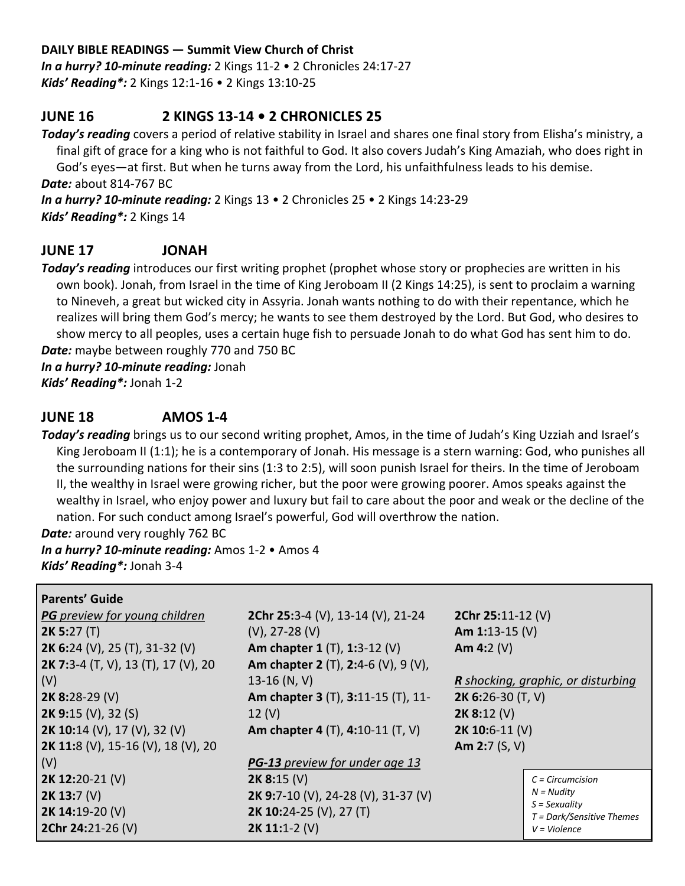**DAILY BIBLE READINGS — Summit View Church of Christ**

***In a hurry? 10-minute reading:*** 2 Kings 11-2 • 2 Chronicles 24:17-27

***Kids' Reading*:*** 2 Kings 12:1-16 • 2 Kings 13:10-25

## JUNE 16 2 KINGS 13-14 • 2 CHRONICLES 25

***Today's reading*** covers a period of relative stability in Israel and shares one final story from Elisha's ministry, a final gift of grace for a king who is not faithful to God. It also covers Judah's King Amaziah, who does right in God's eyes—at first. But when he turns away from the Lord, his unfaithfulness leads to his demise.

***Date:*** about 814-767 BC

***In a hurry? 10-minute reading:*** 2 Kings 13 • 2 Chronicles 25 • 2 Kings 14:23-29

***Kids' Reading*:*** 2 Kings 14

## JUNE 17 JONAH

***Today's reading*** introduces our first writing prophet (prophet whose story or prophecies are written in his own book). Jonah, from Israel in the time of King Jeroboam II (2 Kings 14:25), is sent to proclaim a warning to Nineveh, a great but wicked city in Assyria. Jonah wants nothing to do with their repentance, which he realizes will bring them God's mercy; he wants to see them destroyed by the Lord. But God, who desires to show mercy to all peoples, uses a certain huge fish to persuade Jonah to do what God has sent him to do.

***Date:*** maybe between roughly 770 and 750 BC

***In a hurry? 10-minute reading:*** Jonah

***Kids' Reading*:*** Jonah 1-2

## JUNE 18 AMOS 1-4

***Today's reading*** brings us to our second writing prophet, Amos, in the time of Judah's King Uzziah and Israel's King Jeroboam II (1:1); he is a contemporary of Jonah. His message is a stern warning: God, who punishes all the surrounding nations for their sins (1:3 to 2:5), will soon punish Israel for theirs. In the time of Jeroboam II, the wealthy in Israel were growing richer, but the poor were growing poorer. Amos speaks against the wealthy in Israel, who enjoy power and luxury but fail to care about the poor and weak or the decline of the nation. For such conduct among Israel's powerful, God will overthrow the nation.

***Date:*** around very roughly 762 BC

***In a hurry? 10-minute reading:*** Amos 1-2 • Amos 4

***Kids' Reading*:*** Jonah 3-4

**Parents' Guide**

***PG** preview for young children*

**2K 5:**27 (T)
**2K 6:**24 (V), 25 (T), 31-32 (V)
**2K 7:**3-4 (T, V), 13 (T), 17 (V), 20 (V)
**2K 8:**28-29 (V)
**2K 9:**15 (V), 32 (S)
**2K 10:**14 (V), 17 (V), 32 (V)
**2K 11:**8 (V), 15-16 (V), 18 (V), 20 (V)
**2K 12:**20-21 (V)
**2K 13:**7 (V)
**2K 14:**19-20 (V)
**2Chr 24:**21-26 (V)
**2Chr 25:**3-4 (V), 13-14 (V), 21-24 (V), 27-28 (V)
**Am chapter 1** (T), **1:**3-12 (V)
**Am chapter 2** (T), **2:**4-6 (V), 9 (V), 13-16 (N, V)
**Am chapter 3** (T), **3:**11-15 (T), 11-12 (V)
**Am chapter 4** (T), **4:**10-11 (T, V)

***PG-13** preview for under age 13*

**2K 8:**15 (V)
**2K 9:**7-10 (V), 24-28 (V), 31-37 (V)
**2K 10:**24-25 (V), 27 (T)
**2K 11:**1-2 (V)
**2Chr 25:**11-12 (V)
**Am 1:**13-15 (V)
**Am 4:**2 (V)

***R** shocking, graphic, or disturbing*

**2K 6:**26-30 (T, V)
**2K 8:**12 (V)
**2K 10:**6-11 (V)
**Am 2:**7 (S, V)

*C = Circumcision*
*N = Nudity*
*S = Sexuality*
*T = Dark/Sensitive Themes*
*V = Violence*